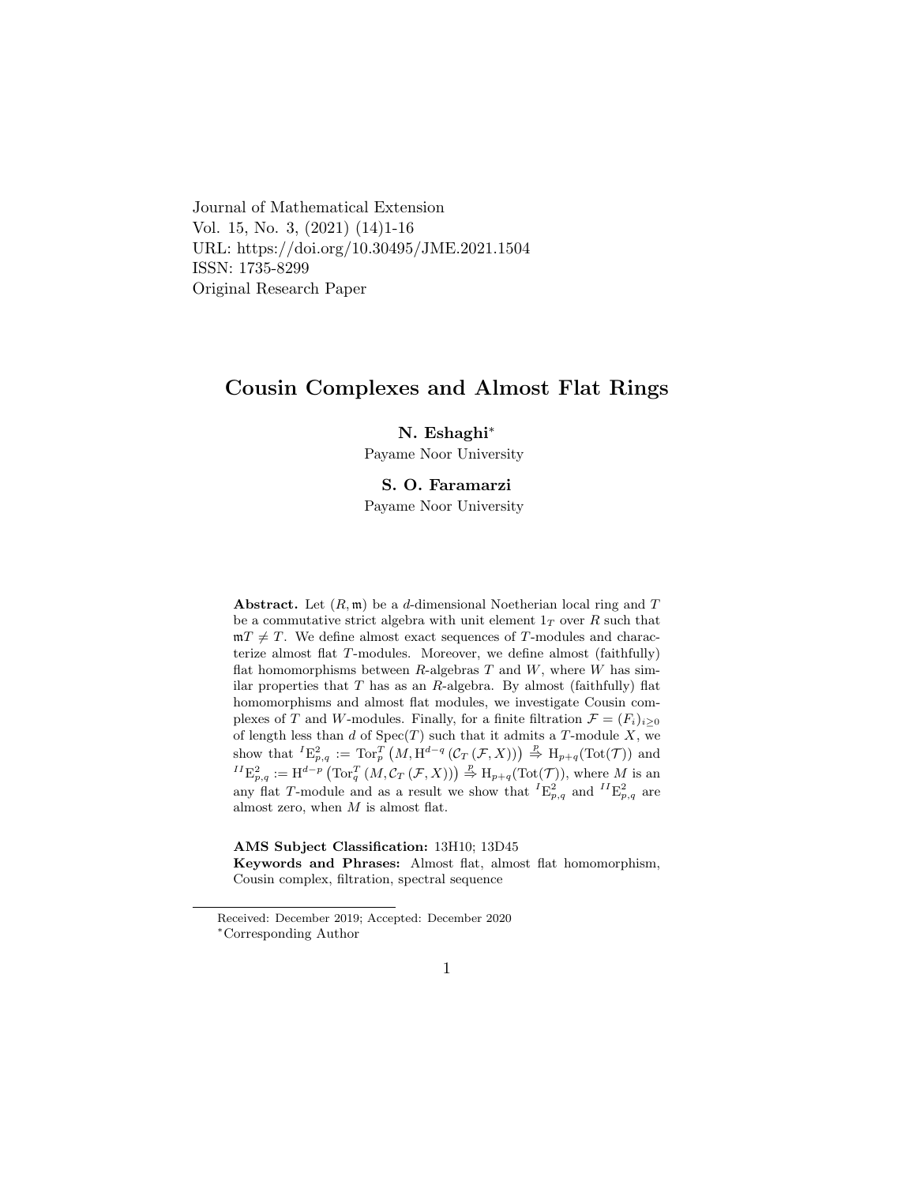Journal of Mathematical Extension
Vol. 15, No. 3, (2021) (14)1-16
URL: https://doi.org/10.30495/JME.2021.1504
ISSN: 1735-8299
Original Research Paper

# Cousin Complexes and Almost Flat Rings

**N. Eshaghi***
Payame Noor University

**S. O. Faramarzi**
Payame Noor University

**Abstract.** Let $(R, \mathfrak{m})$ be a $d$-dimensional Noetherian local ring and $T$ be a commutative strict algebra with unit element $1_T$ over $R$ such that $\mathfrak{m}T \neq T$. We define almost exact sequences of $T$-modules and characterize almost flat $T$-modules. Moreover, we define almost (faithfully) flat homomorphisms between $R$-algebras $T$ and $W$, where $W$ has similar properties that $T$ has as an $R$-algebra. By almost (faithfully) flat homomorphisms and almost flat modules, we investigate Cousin complexes of $T$ and $W$-modules. Finally, for a finite filtration $\mathcal{F} = (F_i)_{i \geq 0}$ of length less than $d$ of $\operatorname{Spec}(T)$ such that it admits a $T$-module $X$, we show that ${}^{I}\mathrm{E}^2_{p,q} := \operatorname{Tor}^T_p\left(M, \mathrm{H}^{d-q}\left(\mathcal{C}_T\left(\mathcal{F}, X\right)\right)\right) \overset{p}{\Rightarrow} \mathrm{H}_{p+q}(\operatorname{Tot}(\mathcal{T}))$ and ${}^{II}\mathrm{E}^2_{p,q} := \mathrm{H}^{d-p}\left(\operatorname{Tor}^T_q\left(M, \mathcal{C}_T\left(\mathcal{F}, X\right)\right)\right) \overset{p}{\Rightarrow} \mathrm{H}_{p+q}(\operatorname{Tot}(\mathcal{T}))$, where $M$ is an any flat $T$-module and as a result we show that ${}^{I}\mathrm{E}^2_{p,q}$ and ${}^{II}\mathrm{E}^2_{p,q}$ are almost zero, when $M$ is almost flat.

**AMS Subject Classification:** 13H10; 13D45
**Keywords and Phrases:** Almost flat, almost flat homomorphism, Cousin complex, filtration, spectral sequence

Received: December 2019; Accepted: December 2020
*Corresponding Author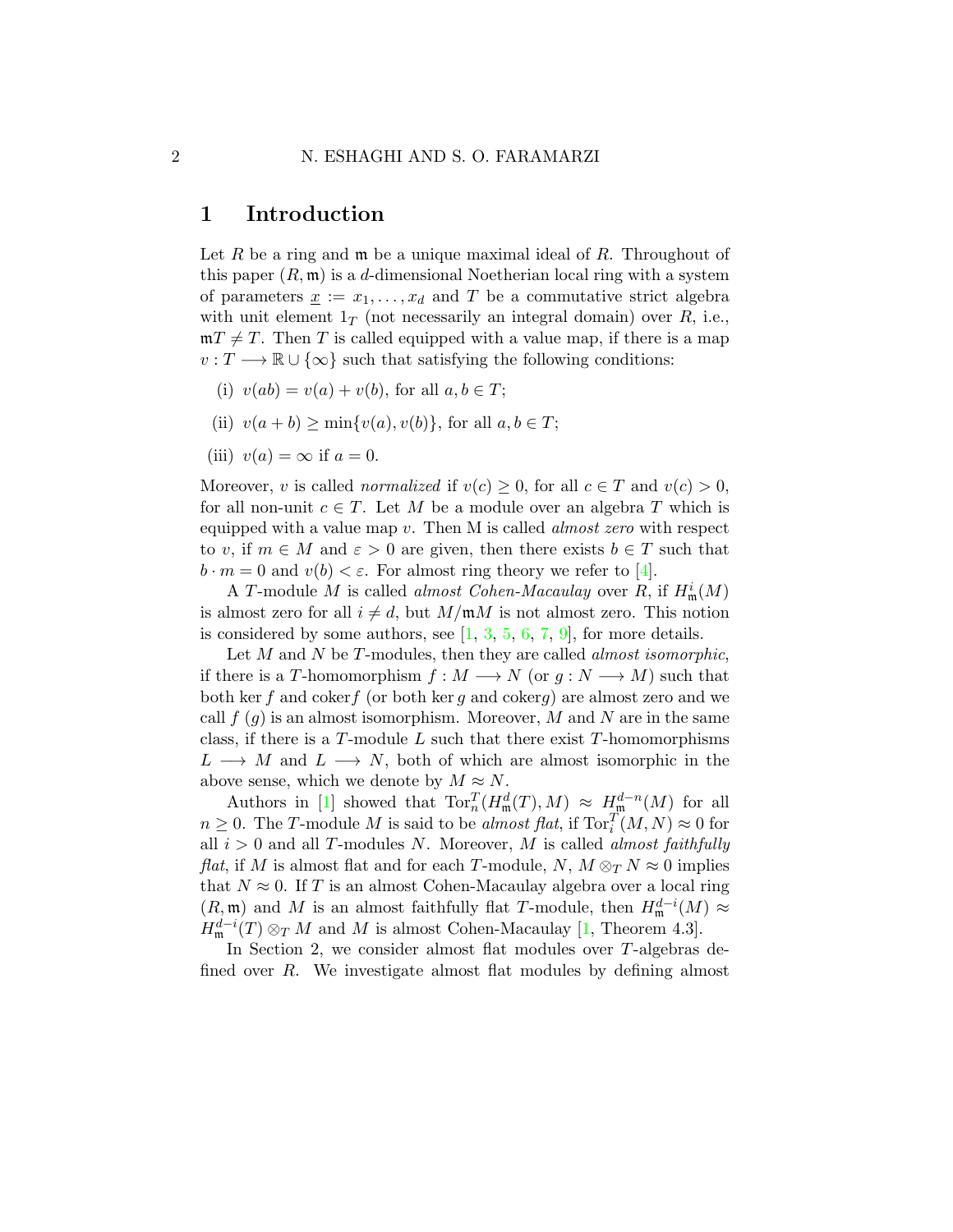# 1 Introduction

Let $R$ be a ring and $\mathfrak{m}$ be a unique maximal ideal of $R$. Throughout of this paper $(R, \mathfrak{m})$ is a $d$-dimensional Noetherian local ring with a system of parameters $\underline{x} := x_1, \ldots, x_d$ and $T$ be a commutative strict algebra with unit element $1_T$ (not necessarily an integral domain) over $R$, i.e., $\mathfrak{m}T \neq T$. Then $T$ is called equipped with a value map, if there is a map $v : T \longrightarrow \mathbb{R} \cup \{\infty\}$ such that satisfying the following conditions:

(i) $v(ab) = v(a) + v(b)$, for all $a, b \in T$;

(ii) $v(a + b) \geq \min\{v(a), v(b)\}$, for all $a, b \in T$;

(iii) $v(a) = \infty$ if $a = 0$.

Moreover, $v$ is called *normalized* if $v(c) \geq 0$, for all $c \in T$ and $v(c) > 0$, for all non-unit $c \in T$. Let $M$ be a module over an algebra $T$ which is equipped with a value map $v$. Then M is called *almost zero* with respect to $v$, if $m \in M$ and $\varepsilon > 0$ are given, then there exists $b \in T$ such that $b \cdot m = 0$ and $v(b) < \varepsilon$. For almost ring theory we refer to [4].

A $T$-module $M$ is called *almost Cohen-Macaulay* over $R$, if $H^i_{\mathfrak{m}}(M)$ is almost zero for all $i \neq d$, but $M/\mathfrak{m}M$ is not almost zero. This notion is considered by some authors, see [1, 3, 5, 6, 7, 9], for more details.

Let $M$ and $N$ be $T$-modules, then they are called *almost isomorphic*, if there is a $T$-homomorphism $f : M \longrightarrow N$ (or $g : N \longrightarrow M$) such that both $\ker f$ and $\operatorname{coker} f$ (or both $\ker g$ and $\operatorname{coker} g$) are almost zero and we call $f$ ($g$) is an almost isomorphism. Moreover, $M$ and $N$ are in the same class, if there is a $T$-module $L$ such that there exist $T$-homomorphisms $L \longrightarrow M$ and $L \longrightarrow N$, both of which are almost isomorphic in the above sense, which we denote by $M \approx N$.

Authors in [1] showed that $\operatorname{Tor}^T_n(H^d_{\mathfrak{m}}(T), M) \approx H^{d-n}_{\mathfrak{m}}(M)$ for all $n \geq 0$. The $T$-module $M$ is said to be *almost flat*, if $\operatorname{Tor}^T_i(M, N) \approx 0$ for all $i > 0$ and all $T$-modules $N$. Moreover, $M$ is called *almost faithfully flat*, if $M$ is almost flat and for each $T$-module, $N$, $M \otimes_T N \approx 0$ implies that $N \approx 0$. If $T$ is an almost Cohen-Macaulay algebra over a local ring $(R, \mathfrak{m})$ and $M$ is an almost faithfully flat $T$-module, then $H^{d-i}_{\mathfrak{m}}(M) \approx H^{d-i}_{\mathfrak{m}}(T) \otimes_T M$ and $M$ is almost Cohen-Macaulay [1, Theorem 4.3].

In Section 2, we consider almost flat modules over $T$-algebras defined over $R$. We investigate almost flat modules by defining almost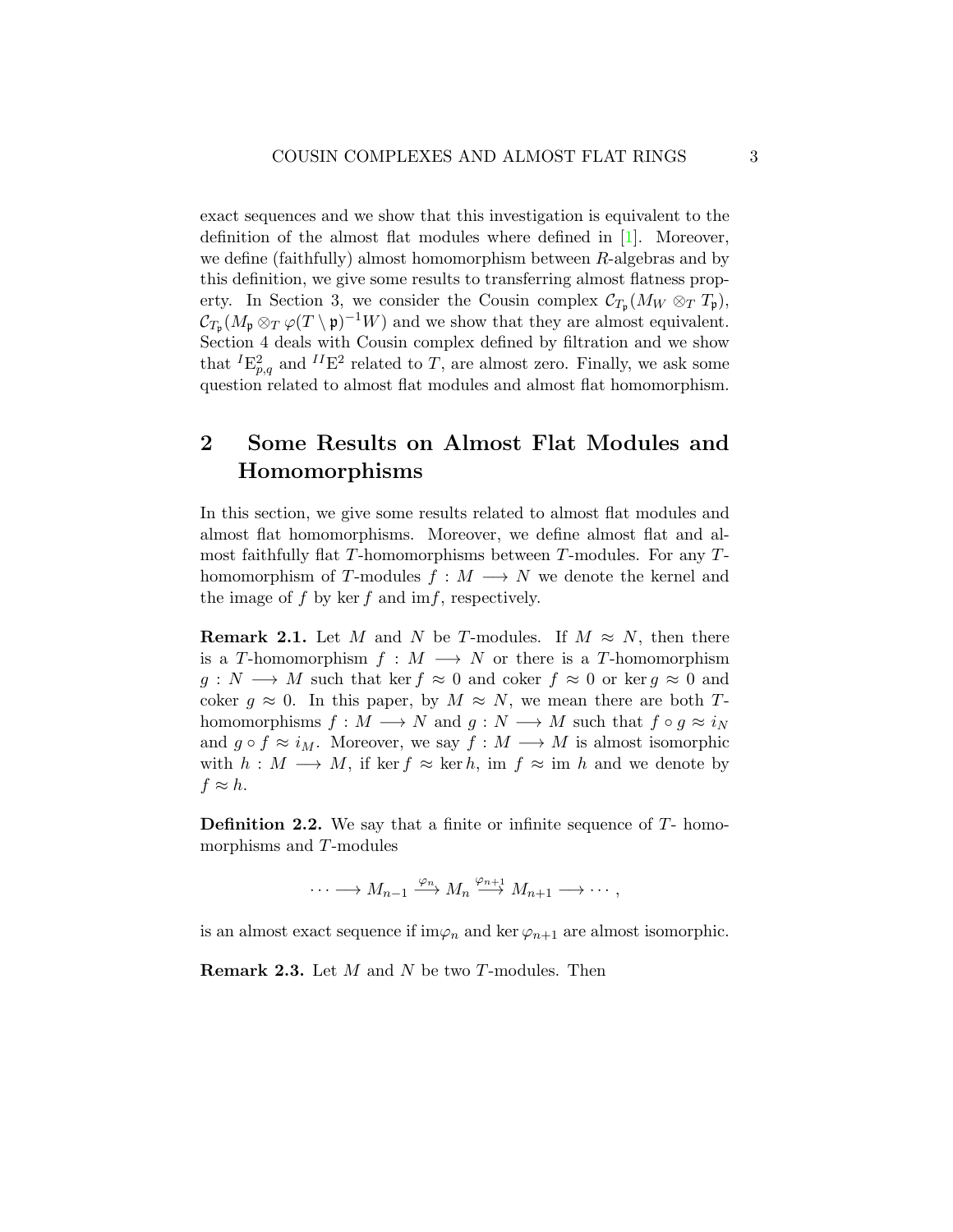exact sequences and we show that this investigation is equivalent to the definition of the almost flat modules where defined in [1]. Moreover, we define (faithfully) almost homomorphism between $R$-algebras and by this definition, we give some results to transferring almost flatness property. In Section 3, we consider the Cousin complex $\mathcal{C}_{T_\mathfrak{p}}(M_W \otimes_T T_\mathfrak{p})$, $\mathcal{C}_{T_\mathfrak{p}}(M_\mathfrak{p} \otimes_T \varphi(T \setminus \mathfrak{p})^{-1}W)$ and we show that they are almost equivalent. Section 4 deals with Cousin complex defined by filtration and we show that ${}^{I}\mathrm{E}^2_{p,q}$ and ${}^{II}\mathrm{E}^2$ related to $T$, are almost zero. Finally, we ask some question related to almost flat modules and almost flat homomorphism.

## 2 Some Results on Almost Flat Modules and Homomorphisms

In this section, we give some results related to almost flat modules and almost flat homomorphisms. Moreover, we define almost flat and almost faithfully flat $T$-homomorphisms between $T$-modules. For any $T$-homomorphism of $T$-modules $f : M \longrightarrow N$ we denote the kernel and the image of $f$ by $\ker f$ and $\mathrm{im} f$, respectively.

**Remark 2.1.** Let $M$ and $N$ be $T$-modules. If $M \approx N$, then there is a $T$-homomorphism $f : M \longrightarrow N$ or there is a $T$-homomorphism $g : N \longrightarrow M$ such that $\ker f \approx 0$ and coker $f \approx 0$ or $\ker g \approx 0$ and coker $g \approx 0$. In this paper, by $M \approx N$, we mean there are both $T$-homomorphisms $f : M \longrightarrow N$ and $g : N \longrightarrow M$ such that $f \circ g \approx i_N$ and $g \circ f \approx i_M$. Moreover, we say $f : M \longrightarrow M$ is almost isomorphic with $h : M \longrightarrow M$, if $\ker f \approx \ker h$, im $f \approx$ im $h$ and we denote by $f \approx h$.

**Definition 2.2.** We say that a finite or infinite sequence of $T$- homomorphisms and $T$-modules

$$\cdots \longrightarrow M_{n-1} \xrightarrow{\varphi_n} M_n \xrightarrow{\varphi_{n+1}} M_{n+1} \longrightarrow \cdots ,$$

is an almost exact sequence if $\mathrm{im}\varphi_n$ and $\ker \varphi_{n+1}$ are almost isomorphic.

**Remark 2.3.** Let $M$ and $N$ be two $T$-modules. Then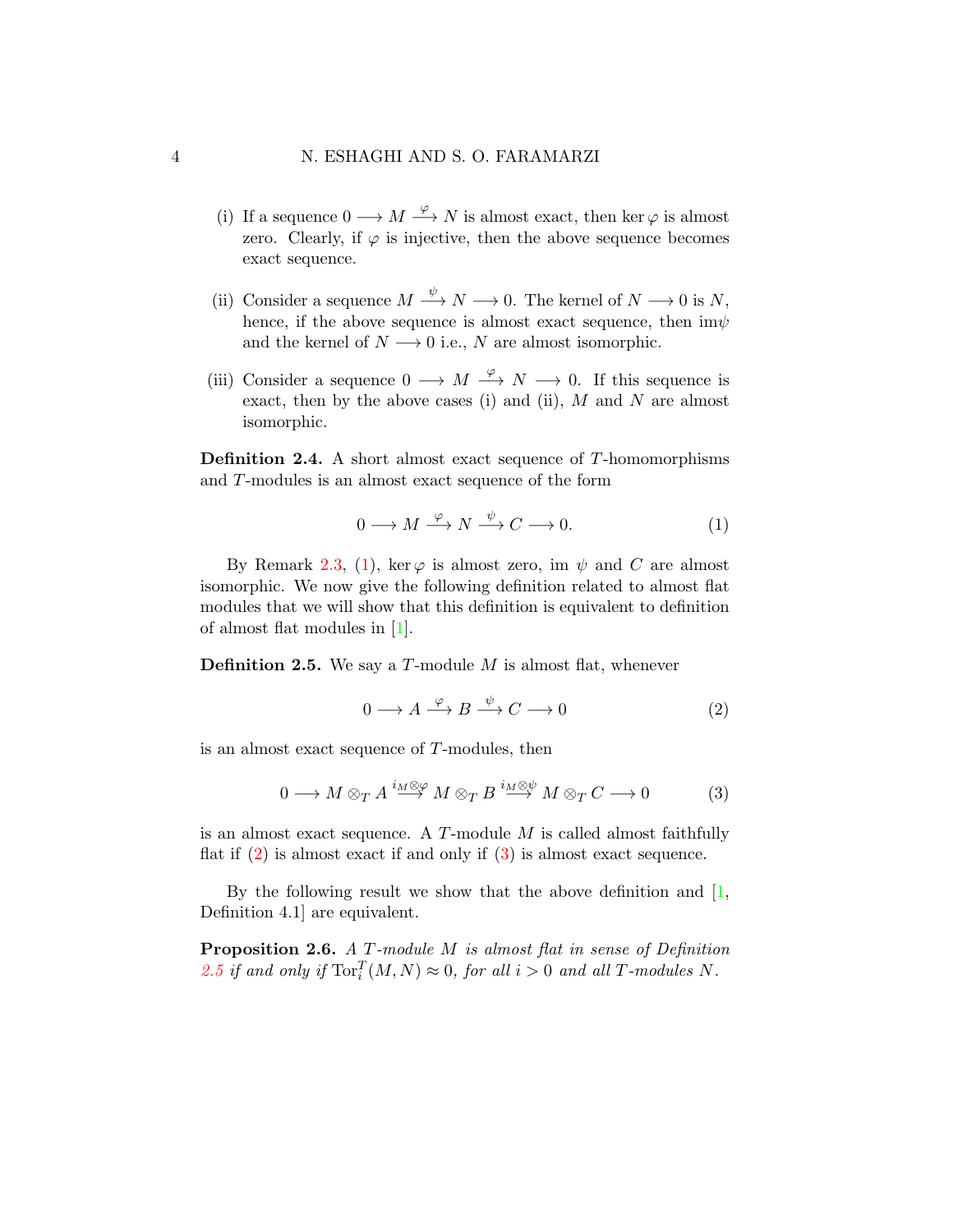(i) If a sequence $0 \longrightarrow M \overset{\varphi}{\longrightarrow} N$ is almost exact, then $\ker \varphi$ is almost zero. Clearly, if $\varphi$ is injective, then the above sequence becomes exact sequence.

(ii) Consider a sequence $M \overset{\psi}{\longrightarrow} N \longrightarrow 0$. The kernel of $N \longrightarrow 0$ is $N$, hence, if the above sequence is almost exact sequence, then $\text{im}\psi$ and the kernel of $N \longrightarrow 0$ i.e., $N$ are almost isomorphic.

(iii) Consider a sequence $0 \longrightarrow M \overset{\varphi}{\longrightarrow} N \longrightarrow 0$. If this sequence is exact, then by the above cases (i) and (ii), $M$ and $N$ are almost isomorphic.

**Definition 2.4.** A short almost exact sequence of $T$-homomorphisms and $T$-modules is an almost exact sequence of the form

$$0 \longrightarrow M \overset{\varphi}{\longrightarrow} N \overset{\psi}{\longrightarrow} C \longrightarrow 0. \tag{1}$$

By Remark 2.3, (1), $\ker \varphi$ is almost zero, im $\psi$ and $C$ are almost isomorphic. We now give the following definition related to almost flat modules that we will show that this definition is equivalent to definition of almost flat modules in [1].

**Definition 2.5.** We say a $T$-module $M$ is almost flat, whenever

$$0 \longrightarrow A \overset{\varphi}{\longrightarrow} B \overset{\psi}{\longrightarrow} C \longrightarrow 0 \tag{2}$$

is an almost exact sequence of $T$-modules, then

$$0 \longrightarrow M \otimes_T A \overset{i_M \otimes \varphi}{\longrightarrow} M \otimes_T B \overset{i_M \otimes \psi}{\longrightarrow} M \otimes_T C \longrightarrow 0 \tag{3}$$

is an almost exact sequence. A $T$-module $M$ is called almost faithfully flat if (2) is almost exact if and only if (3) is almost exact sequence.

By the following result we show that the above definition and [1, Definition 4.1] are equivalent.

**Proposition 2.6.** *A $T$-module $M$ is almost flat in sense of Definition 2.5 if and only if $\text{Tor}_i^T(M, N) \approx 0$, for all $i > 0$ and all $T$-modules $N$.*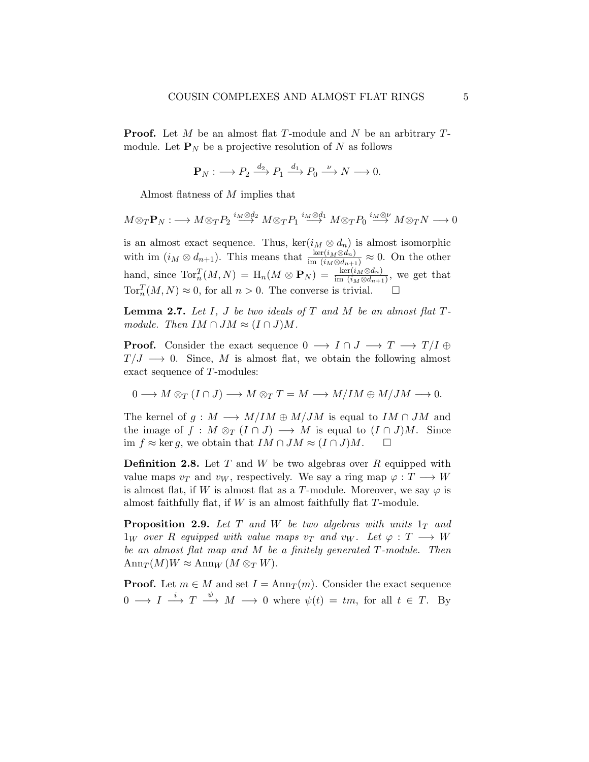**Proof.** Let $M$ be an almost flat $T$-module and $N$ be an arbitrary $T$-module. Let $\mathbf{P}_N$ be a projective resolution of $N$ as follows

$$\mathbf{P}_N : \longrightarrow P_2 \xrightarrow{d_2} P_1 \xrightarrow{d_1} P_0 \xrightarrow{\nu} N \longrightarrow 0.$$

Almost flatness of $M$ implies that

$$M \otimes_T \mathbf{P}_N : \longrightarrow M \otimes_T P_2 \xrightarrow{i_M \otimes d_2} M \otimes_T P_1 \xrightarrow{i_M \otimes d_1} M \otimes_T P_0 \xrightarrow{i_M \otimes \nu} M \otimes_T N \longrightarrow 0$$

is an almost exact sequence. Thus, $\ker(i_M \otimes d_n)$ is almost isomorphic with im $(i_M \otimes d_{n+1})$. This means that $\frac{\ker(i_M \otimes d_n)}{\text{im } (i_M \otimes d_{n+1})} \approx 0$. On the other hand, since $\mathrm{Tor}_n^T(M, N) = \mathrm{H}_n(M \otimes \mathbf{P}_N) = \frac{\ker(i_M \otimes d_n)}{\text{im } (i_M \otimes d_{n+1})}$, we get that $\mathrm{Tor}_n^T(M, N) \approx 0$, for all $n > 0$. The converse is trivial. □

**Lemma 2.7.** *Let $I$, $J$ be two ideals of $T$ and $M$ be an almost flat $T$-module. Then $IM \cap JM \approx (I \cap J)M$.*

**Proof.** Consider the exact sequence $0 \longrightarrow I \cap J \longrightarrow T \longrightarrow T/I \oplus T/J \longrightarrow 0$. Since, $M$ is almost flat, we obtain the following almost exact sequence of $T$-modules:

$$0 \longrightarrow M \otimes_T (I \cap J) \longrightarrow M \otimes_T T = M \longrightarrow M/IM \oplus M/JM \longrightarrow 0.$$

The kernel of $g : M \longrightarrow M/IM \oplus M/JM$ is equal to $IM \cap JM$ and the image of $f : M \otimes_T (I \cap J) \longrightarrow M$ is equal to $(I \cap J)M$. Since im $f \approx \ker g$, we obtain that $IM \cap JM \approx (I \cap J)M$. □

**Definition 2.8.** Let $T$ and $W$ be two algebras over $R$ equipped with value maps $v_T$ and $v_W$, respectively. We say a ring map $\varphi : T \longrightarrow W$ is almost flat, if $W$ is almost flat as a $T$-module. Moreover, we say $\varphi$ is almost faithfully flat, if $W$ is an almost faithfully flat $T$-module.

**Proposition 2.9.** *Let $T$ and $W$ be two algebras with units $1_T$ and $1_W$ over $R$ equipped with value maps $v_T$ and $v_W$. Let $\varphi : T \longrightarrow W$ be an almost flat map and $M$ be a finitely generated $T$-module. Then $\mathrm{Ann}_T(M)W \approx \mathrm{Ann}_W(M \otimes_T W)$.*

**Proof.** Let $m \in M$ and set $I = \mathrm{Ann}_T(m)$. Consider the exact sequence $0 \longrightarrow I \xrightarrow{i} T \xrightarrow{\psi} M \longrightarrow 0$ where $\psi(t) = tm$, for all $t \in T$. By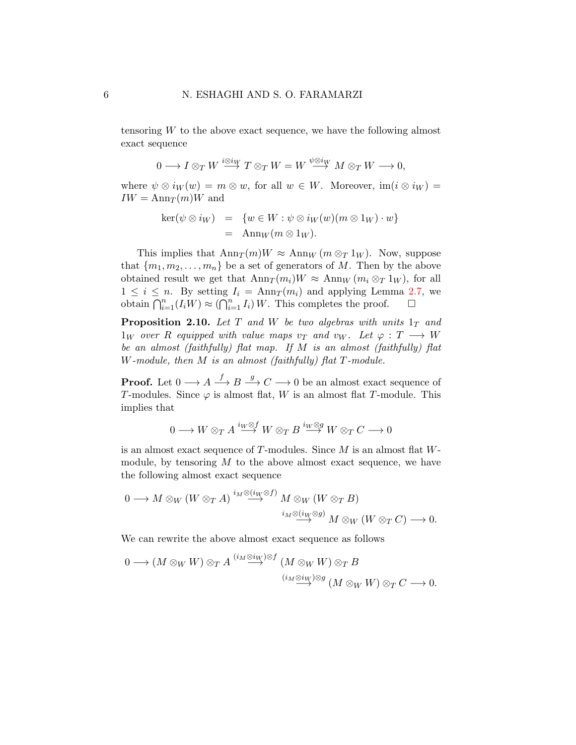tensoring $W$ to the above exact sequence, we have the following almost exact sequence

$$0 \longrightarrow I \otimes_T W \stackrel{i \otimes i_W}{\longrightarrow} T \otimes_T W = W \stackrel{\psi \otimes i_W}{\longrightarrow} M \otimes_T W \longrightarrow 0,$$

where $\psi \otimes i_W(w) = m \otimes w$, for all $w \in W$. Moreover, $\operatorname{im}(i \otimes i_W) = IW = \operatorname{Ann}_T(m)W$ and

$$\begin{aligned} \ker(\psi \otimes i_W) &= \{w \in W : \psi \otimes i_W(w)(m \otimes 1_W) \cdot w\} \\ &= \operatorname{Ann}_W(m \otimes 1_W). \end{aligned}$$

This implies that $\operatorname{Ann}_T(m)W \approx \operatorname{Ann}_W(m \otimes_T 1_W)$. Now, suppose that $\{m_1, m_2, \ldots, m_n\}$ be a set of generators of $M$. Then by the above obtained result we get that $\operatorname{Ann}_T(m_i)W \approx \operatorname{Ann}_W(m_i \otimes_T 1_W)$, for all $1 \leq i \leq n$. By setting $I_i = \operatorname{Ann}_T(m_i)$ and applying Lemma 2.7, we obtain $\bigcap_{i=1}^n (I_i W) \approx (\bigcap_{i=1}^n I_i) W$. This completes the proof. □

**Proposition 2.10.** *Let $T$ and $W$ be two algebras with units $1_T$ and $1_W$ over $R$ equipped with value maps $v_T$ and $v_W$. Let $\varphi : T \longrightarrow W$ be an almost (faithfully) flat map. If $M$ is an almost (faithfully) flat $W$-module, then $M$ is an almost (faithfully) flat $T$-module.*

**Proof.** Let $0 \longrightarrow A \stackrel{f}{\longrightarrow} B \stackrel{g}{\longrightarrow} C \longrightarrow 0$ be an almost exact sequence of $T$-modules. Since $\varphi$ is almost flat, $W$ is an almost flat $T$-module. This implies that

$$0 \longrightarrow W \otimes_T A \stackrel{i_W \otimes f}{\longrightarrow} W \otimes_T B \stackrel{i_W \otimes g}{\longrightarrow} W \otimes_T C \longrightarrow 0$$

is an almost exact sequence of $T$-modules. Since $M$ is an almost flat $W$-module, by tensoring $M$ to the above almost exact sequence, we have the following almost exact sequence

$$0 \longrightarrow M \otimes_W (W \otimes_T A) \stackrel{i_M \otimes (i_W \otimes f)}{\longrightarrow} M \otimes_W (W \otimes_T B) \stackrel{i_M \otimes (i_W \otimes g)}{\longrightarrow} M \otimes_W (W \otimes_T C) \longrightarrow 0.$$

We can rewrite the above almost exact sequence as follows

$$0 \longrightarrow (M \otimes_W W) \otimes_T A \stackrel{(i_M \otimes i_W) \otimes f}{\longrightarrow} (M \otimes_W W) \otimes_T B \stackrel{(i_M \otimes i_W) \otimes g}{\longrightarrow} (M \otimes_W W) \otimes_T C \longrightarrow 0.$$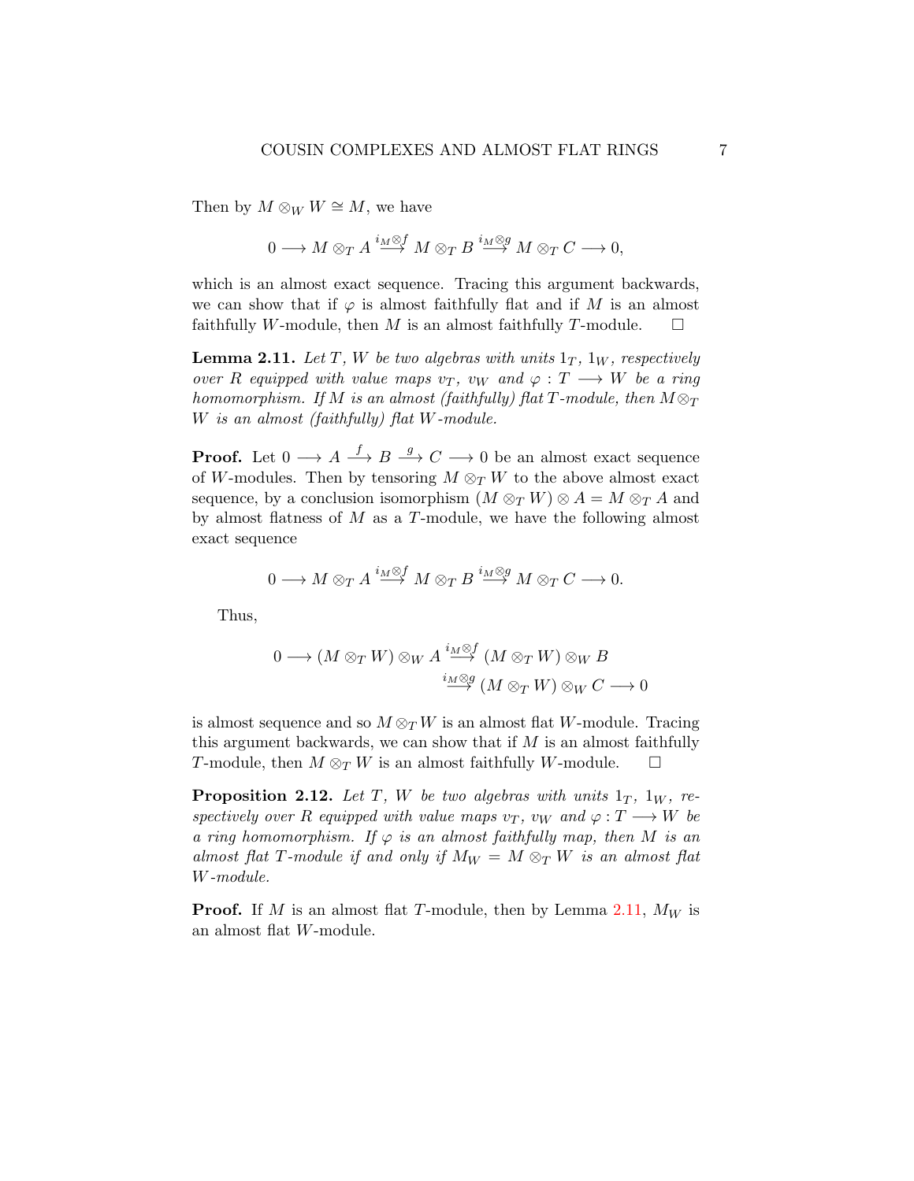Then by $M \otimes_W W \cong M$, we have

$$0 \longrightarrow M \otimes_T A \overset{i_M \otimes f}{\longrightarrow} M \otimes_T B \overset{i_M \otimes g}{\longrightarrow} M \otimes_T C \longrightarrow 0,$$

which is an almost exact sequence. Tracing this argument backwards, we can show that if $\varphi$ is almost faithfully flat and if $M$ is an almost faithfully $W$-module, then $M$ is an almost faithfully $T$-module. □

**Lemma 2.11.** *Let $T$, $W$ be two algebras with units $1_T$, $1_W$, respectively over $R$ equipped with value maps $v_T$, $v_W$ and $\varphi : T \longrightarrow W$ be a ring homomorphism. If $M$ is an almost (faithfully) flat $T$-module, then $M \otimes_T W$ is an almost (faithfully) flat $W$-module.*

**Proof.** Let $0 \longrightarrow A \overset{f}{\longrightarrow} B \overset{g}{\longrightarrow} C \longrightarrow 0$ be an almost exact sequence of $W$-modules. Then by tensoring $M \otimes_T W$ to the above almost exact sequence, by a conclusion isomorphism $(M \otimes_T W) \otimes A = M \otimes_T A$ and by almost flatness of $M$ as a $T$-module, we have the following almost exact sequence

$$0 \longrightarrow M \otimes_T A \overset{i_M \otimes f}{\longrightarrow} M \otimes_T B \overset{i_M \otimes g}{\longrightarrow} M \otimes_T C \longrightarrow 0.$$

Thus,

$$0 \longrightarrow (M \otimes_T W) \otimes_W A \overset{i_M \otimes f}{\longrightarrow} (M \otimes_T W) \otimes_W B \overset{i_M \otimes g}{\longrightarrow} (M \otimes_T W) \otimes_W C \longrightarrow 0$$

is almost sequence and so $M \otimes_T W$ is an almost flat $W$-module. Tracing this argument backwards, we can show that if $M$ is an almost faithfully $T$-module, then $M \otimes_T W$ is an almost faithfully $W$-module. □

**Proposition 2.12.** *Let $T$, $W$ be two algebras with units $1_T$, $1_W$, respectively over $R$ equipped with value maps $v_T$, $v_W$ and $\varphi : T \longrightarrow W$ be a ring homomorphism. If $\varphi$ is an almost faithfully map, then $M$ is an almost flat $T$-module if and only if $M_W = M \otimes_T W$ is an almost flat $W$-module.*

**Proof.** If $M$ is an almost flat $T$-module, then by Lemma 2.11, $M_W$ is an almost flat $W$-module.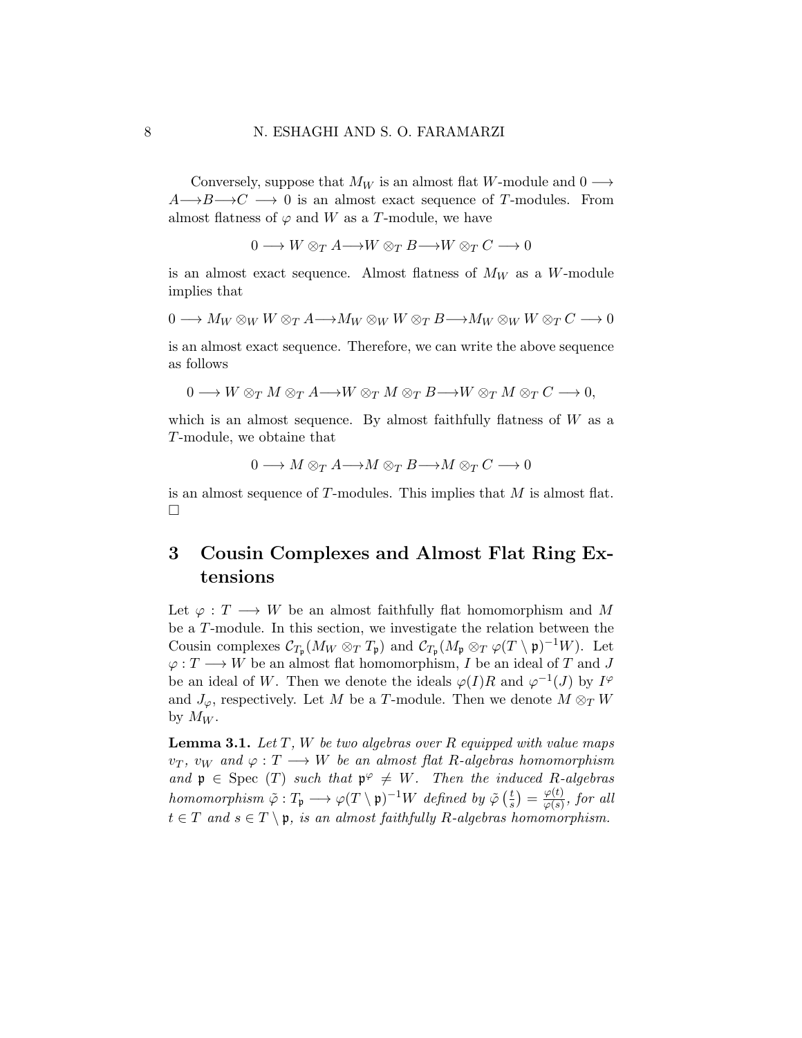Conversely, suppose that $M_W$ is an almost flat $W$-module and $0 \longrightarrow A \longrightarrow B \longrightarrow C \longrightarrow 0$ is an almost exact sequence of $T$-modules. From almost flatness of $\varphi$ and $W$ as a $T$-module, we have

$$0 \longrightarrow W \otimes_T A \longrightarrow W \otimes_T B \longrightarrow W \otimes_T C \longrightarrow 0$$

is an almost exact sequence. Almost flatness of $M_W$ as a $W$-module implies that

$$0 \longrightarrow M_W \otimes_W W \otimes_T A \longrightarrow M_W \otimes_W W \otimes_T B \longrightarrow M_W \otimes_W W \otimes_T C \longrightarrow 0$$

is an almost exact sequence. Therefore, we can write the above sequence as follows

$$0 \longrightarrow W \otimes_T M \otimes_T A \longrightarrow W \otimes_T M \otimes_T B \longrightarrow W \otimes_T M \otimes_T C \longrightarrow 0,$$

which is an almost sequence. By almost faithfully flatness of $W$ as a $T$-module, we obtaine that

$$0 \longrightarrow M \otimes_T A \longrightarrow M \otimes_T B \longrightarrow M \otimes_T C \longrightarrow 0$$

is an almost sequence of $T$-modules. This implies that $M$ is almost flat. $\square$

## 3 Cousin Complexes and Almost Flat Ring Extensions

Let $\varphi : T \longrightarrow W$ be an almost faithfully flat homomorphism and $M$ be a $T$-module. In this section, we investigate the relation between the Cousin complexes $\mathcal{C}_{T_\mathfrak{p}}(M_W \otimes_T T_\mathfrak{p})$ and $\mathcal{C}_{T_\mathfrak{p}}(M_\mathfrak{p} \otimes_T \varphi(T \setminus \mathfrak{p})^{-1}W)$. Let $\varphi : T \longrightarrow W$ be an almost flat homomorphism, $I$ be an ideal of $T$ and $J$ be an ideal of $W$. Then we denote the ideals $\varphi(I)R$ and $\varphi^{-1}(J)$ by $I^\varphi$ and $J_\varphi$, respectively. Let $M$ be a $T$-module. Then we denote $M \otimes_T W$ by $M_W$.

**Lemma 3.1.** *Let $T$, $W$ be two algebras over $R$ equipped with value maps $v_T$, $v_W$ and $\varphi : T \longrightarrow W$ be an almost flat $R$-algebras homomorphism and $\mathfrak{p} \in \operatorname{Spec}(T)$ such that $\mathfrak{p}^\varphi \neq W$. Then the induced $R$-algebras homomorphism $\tilde{\varphi} : T_\mathfrak{p} \longrightarrow \varphi(T \setminus \mathfrak{p})^{-1}W$ defined by $\tilde{\varphi}\left(\frac{t}{s}\right) = \frac{\varphi(t)}{\varphi(s)}$, for all $t \in T$ and $s \in T \setminus \mathfrak{p}$, is an almost faithfully $R$-algebras homomorphism.*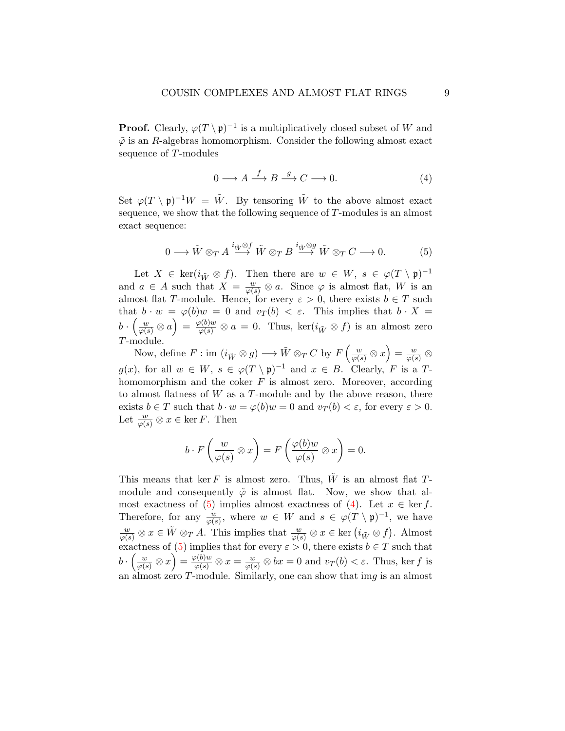**Proof.** Clearly, $\varphi(T \setminus \mathfrak{p})^{-1}$ is a multiplicatively closed subset of $W$ and $\tilde{\varphi}$ is an $R$-algebras homomorphism. Consider the following almost exact sequence of $T$-modules

$$0 \longrightarrow A \stackrel{f}{\longrightarrow} B \stackrel{g}{\longrightarrow} C \longrightarrow 0. \tag{4}$$

Set $\varphi(T \setminus \mathfrak{p})^{-1} W = \tilde{W}$. By tensoring $\tilde{W}$ to the above almost exact sequence, we show that the following sequence of $T$-modules is an almost exact sequence:

$$0 \longrightarrow \tilde{W} \otimes_T A \stackrel{i_{\tilde{W}} \otimes f}{\longrightarrow} \tilde{W} \otimes_T B \stackrel{i_{\tilde{W}} \otimes g}{\longrightarrow} \tilde{W} \otimes_T C \longrightarrow 0. \tag{5}$$

Let $X \in \ker(i_{\tilde{W}} \otimes f)$. Then there are $w \in W$, $s \in \varphi(T \setminus \mathfrak{p})^{-1}$ and $a \in A$ such that $X = \frac{w}{\varphi(s)} \otimes a$. Since $\varphi$ is almost flat, $W$ is an almost flat $T$-module. Hence, for every $\varepsilon > 0$, there exists $b \in T$ such that $b \cdot w = \varphi(b)w = 0$ and $v_T(b) < \varepsilon$. This implies that $b \cdot X = b \cdot \left(\frac{w}{\varphi(s)} \otimes a\right) = \frac{\varphi(b)w}{\varphi(s)} \otimes a = 0$. Thus, $\ker(i_{\tilde{W}} \otimes f)$ is an almost zero $T$-module.

Now, define $F : \operatorname{im}(i_{\tilde{W}} \otimes g) \longrightarrow \tilde{W} \otimes_T C$ by $F\left(\frac{w}{\varphi(s)} \otimes x\right) = \frac{w}{\varphi(s)} \otimes g(x)$, for all $w \in W$, $s \in \varphi(T \setminus \mathfrak{p})^{-1}$ and $x \in B$. Clearly, $F$ is a $T$-homomorphism and the coker $F$ is almost zero. Moreover, according to almost flatness of $W$ as a $T$-module and by the above reason, there exists $b \in T$ such that $b \cdot w = \varphi(b)w = 0$ and $v_T(b) < \varepsilon$, for every $\varepsilon > 0$. Let $\frac{w}{\varphi(s)} \otimes x \in \ker F$. Then

$$b \cdot F\left(\frac{w}{\varphi(s)} \otimes x\right) = F\left(\frac{\varphi(b)w}{\varphi(s)} \otimes x\right) = 0.$$

This means that $\ker F$ is almost zero. Thus, $\tilde{W}$ is an almost flat $T$-module and consequently $\tilde{\varphi}$ is almost flat. Now, we show that almost exactness of (5) implies almost exactness of (4). Let $x \in \ker f$. Therefore, for any $\frac{w}{\varphi(s)}$, where $w \in W$ and $s \in \varphi(T \setminus \mathfrak{p})^{-1}$, we have $\frac{w}{\varphi(s)} \otimes x \in \tilde{W} \otimes_T A$. This implies that $\frac{w}{\varphi(s)} \otimes x \in \ker\left(i_{\tilde{W}} \otimes f\right)$. Almost exactness of (5) implies that for every $\varepsilon > 0$, there exists $b \in T$ such that $b \cdot \left(\frac{w}{\varphi(s)} \otimes x\right) = \frac{\varphi(b)w}{\varphi(s)} \otimes x = \frac{w}{\varphi(s)} \otimes bx = 0$ and $v_T(b) < \varepsilon$. Thus, $\ker f$ is an almost zero $T$-module. Similarly, one can show that $\operatorname{im} g$ is an almost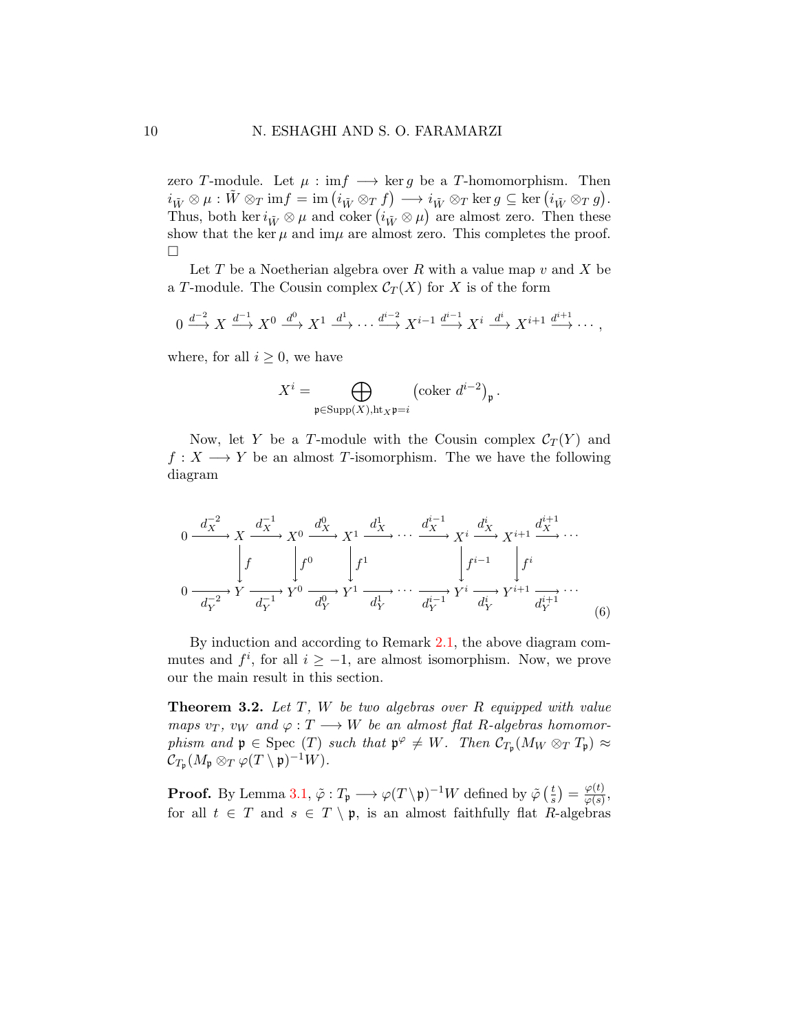zero $T$-module. Let $\mu : \text{im} f \longrightarrow \ker g$ be a $T$-homomorphism. Then $i_{\tilde{W}} \otimes \mu : \tilde{W} \otimes_T \text{im} f = \text{im}\left(i_{\tilde{W}} \otimes_T f\right) \longrightarrow i_{\tilde{W}} \otimes_T \ker g \subseteq \ker\left(i_{\tilde{W}} \otimes_T g\right)$. Thus, both $\ker i_{\tilde{W}} \otimes \mu$ and $\text{coker}\left(i_{\tilde{W}} \otimes \mu\right)$ are almost zero. Then these show that the $\ker \mu$ and $\text{im}\mu$ are almost zero. This completes the proof. $\square$

Let $T$ be a Noetherian algebra over $R$ with a value map $v$ and $X$ be a $T$-module. The Cousin complex $\mathcal{C}_T(X)$ for $X$ is of the form

$$0 \xrightarrow{d^{-2}} X \xrightarrow{d^{-1}} X^0 \xrightarrow{d^0} X^1 \xrightarrow{d^1} \cdots \xrightarrow{d^{i-2}} X^{i-1} \xrightarrow{d^{i-1}} X^i \xrightarrow{d^i} X^{i+1} \xrightarrow{d^{i+1}} \cdots,$$

where, for all $i \geq 0$, we have

$$X^i = \bigoplus_{\mathfrak{p} \in \text{Supp}(X), \text{ht}_X \mathfrak{p} = i} \left(\text{coker } d^{i-2}\right)_{\mathfrak{p}}.$$

Now, let $Y$ be a $T$-module with the Cousin complex $\mathcal{C}_T(Y)$ and $f : X \longrightarrow Y$ be an almost $T$-isomorphism. The we have the following diagram

$$\begin{array}{ccccccccccccccc}
0 & \xrightarrow{d_X^{-2}} & X & \xrightarrow{d_X^{-1}} & X^0 & \xrightarrow{d_X^0} & X^1 & \xrightarrow{d_X^1} \cdots & \xrightarrow{d_X^{i-1}} & X^i & \xrightarrow{d_X^i} & X^{i+1} & \xrightarrow{d_X^{i+1}} \cdots \\
 & & \downarrow{\scriptstyle f} & & \downarrow{\scriptstyle f^0} & & \downarrow{\scriptstyle f^1} & & & \downarrow{\scriptstyle f^{i-1}} & & \downarrow{\scriptstyle f^i} & \\
0 & \xrightarrow[d_Y^{-2}]{} & Y & \xrightarrow[d_Y^{-1}]{} & Y^0 & \xrightarrow[d_Y^0]{} & Y^1 & \xrightarrow[d_Y^1]{} \cdots & \xrightarrow[d_Y^{i-1}]{} & Y^i & \xrightarrow[d_Y^i]{} & Y^{i+1} & \xrightarrow[d_Y^{i+1}]{} \cdots
\end{array} \tag{6}$$

By induction and according to Remark 2.1, the above diagram commutes and $f^i$, for all $i \geq -1$, are almost isomorphism. Now, we prove our the main result in this section.

**Theorem 3.2.** *Let $T$, $W$ be two algebras over $R$ equipped with value maps $v_T$, $v_W$ and $\varphi : T \longrightarrow W$ be an almost flat $R$-algebras homomorphism and $\mathfrak{p} \in \text{Spec}(T)$ such that $\mathfrak{p}^{\varphi} \neq W$. Then $\mathcal{C}_{T_{\mathfrak{p}}}(M_W \otimes_T T_{\mathfrak{p}}) \approx \mathcal{C}_{T_{\mathfrak{p}}}(M_{\mathfrak{p}} \otimes_T \varphi(T \setminus \mathfrak{p})^{-1}W)$.*

**Proof.** By Lemma 3.1, $\tilde{\varphi} : T_{\mathfrak{p}} \longrightarrow \varphi(T \setminus \mathfrak{p})^{-1}W$ defined by $\tilde{\varphi}\left(\frac{t}{s}\right) = \frac{\varphi(t)}{\varphi(s)}$, for all $t \in T$ and $s \in T \setminus \mathfrak{p}$, is an almost faithfully flat $R$-algebras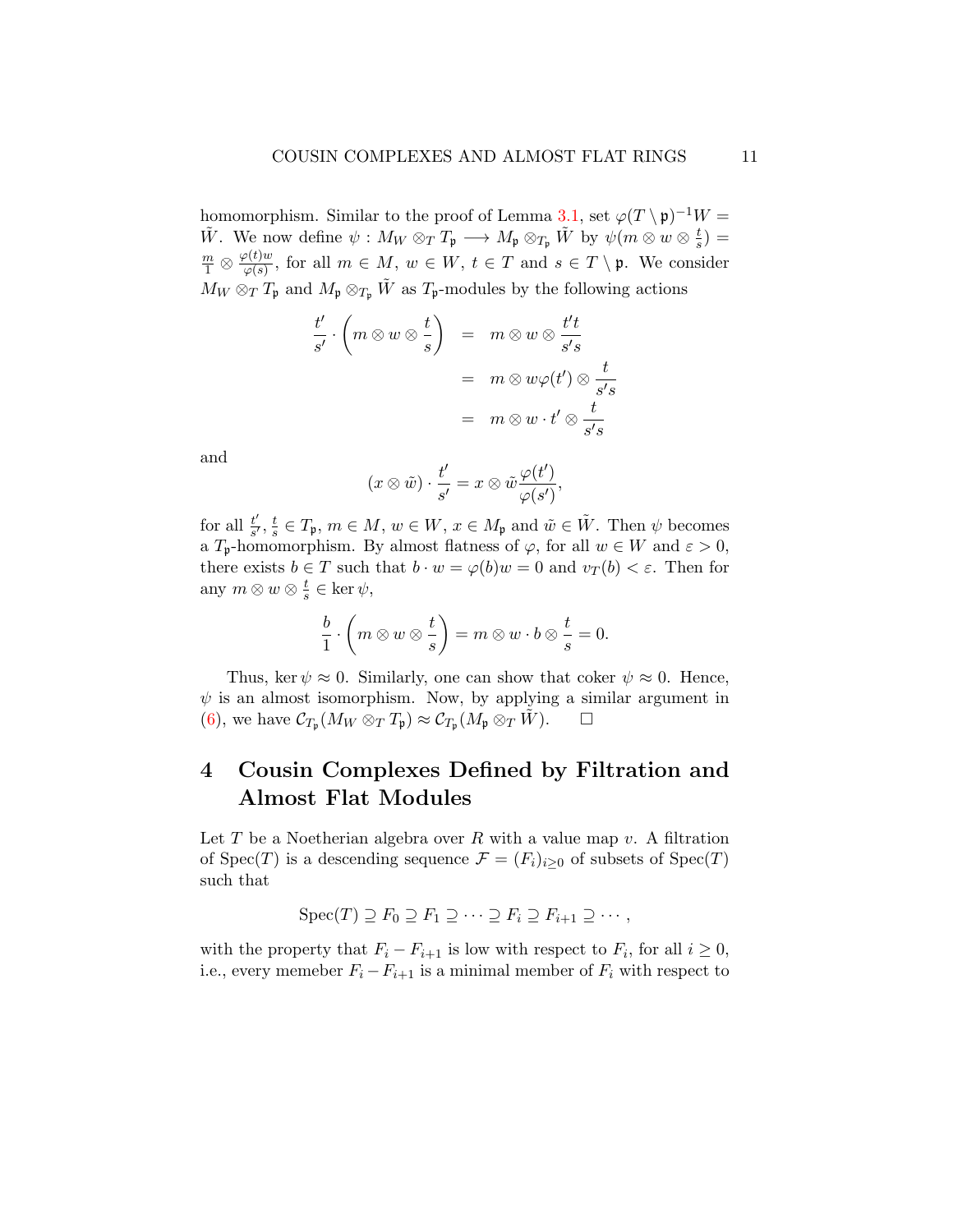homomorphism. Similar to the proof of Lemma 3.1, set $\varphi(T \setminus \mathfrak{p})^{-1}W = \tilde{W}$. We now define $\psi : M_W \otimes_T T_{\mathfrak{p}} \longrightarrow M_{\mathfrak{p}} \otimes_{T_{\mathfrak{p}}} \tilde{W}$ by $\psi(m \otimes w \otimes \frac{t}{s}) = \frac{m}{1} \otimes \frac{\varphi(t)w}{\varphi(s)}$, for all $m \in M$, $w \in W$, $t \in T$ and $s \in T \setminus \mathfrak{p}$. We consider $M_W \otimes_T T_{\mathfrak{p}}$ and $M_{\mathfrak{p}} \otimes_{T_{\mathfrak{p}}} \tilde{W}$ as $T_{\mathfrak{p}}$-modules by the following actions

$$
\begin{aligned}
\frac{t'}{s'} \cdot \left( m \otimes w \otimes \frac{t}{s} \right) &= m \otimes w \otimes \frac{t't}{s's} \\
&= m \otimes w\varphi(t') \otimes \frac{t}{s's} \\
&= m \otimes w \cdot t' \otimes \frac{t}{s's}
\end{aligned}
$$

and

$$
(x \otimes \tilde{w}) \cdot \frac{t'}{s'} = x \otimes \tilde{w} \frac{\varphi(t')}{\varphi(s')},
$$

for all $\frac{t'}{s'}, \frac{t}{s} \in T_{\mathfrak{p}}$, $m \in M$, $w \in W$, $x \in M_{\mathfrak{p}}$ and $\tilde{w} \in \tilde{W}$. Then $\psi$ becomes a $T_{\mathfrak{p}}$-homomorphism. By almost flatness of $\varphi$, for all $w \in W$ and $\varepsilon > 0$, there exists $b \in T$ such that $b \cdot w = \varphi(b)w = 0$ and $v_T(b) < \varepsilon$. Then for any $m \otimes w \otimes \frac{t}{s} \in \ker \psi$,

$$
\frac{b}{1} \cdot \left( m \otimes w \otimes \frac{t}{s} \right) = m \otimes w \cdot b \otimes \frac{t}{s} = 0.
$$

Thus, $\ker \psi \approx 0$. Similarly, one can show that coker $\psi \approx 0$. Hence, $\psi$ is an almost isomorphism. Now, by applying a similar argument in (6), we have $\mathcal{C}_{T_{\mathfrak{p}}}(M_W \otimes_T T_{\mathfrak{p}}) \approx \mathcal{C}_{T_{\mathfrak{p}}}(M_{\mathfrak{p}} \otimes_T \tilde{W})$. $\square$

# 4 Cousin Complexes Defined by Filtration and Almost Flat Modules

Let $T$ be a Noetherian algebra over $R$ with a value map $v$. A filtration of $\operatorname{Spec}(T)$ is a descending sequence $\mathcal{F} = (F_i)_{i \geq 0}$ of subsets of $\operatorname{Spec}(T)$ such that

$$
\operatorname{Spec}(T) \supseteq F_0 \supseteq F_1 \supseteq \cdots \supseteq F_i \supseteq F_{i+1} \supseteq \cdots,
$$

with the property that $F_i - F_{i+1}$ is low with respect to $F_i$, for all $i \geq 0$, i.e., every memeber $F_i - F_{i+1}$ is a minimal member of $F_i$ with respect to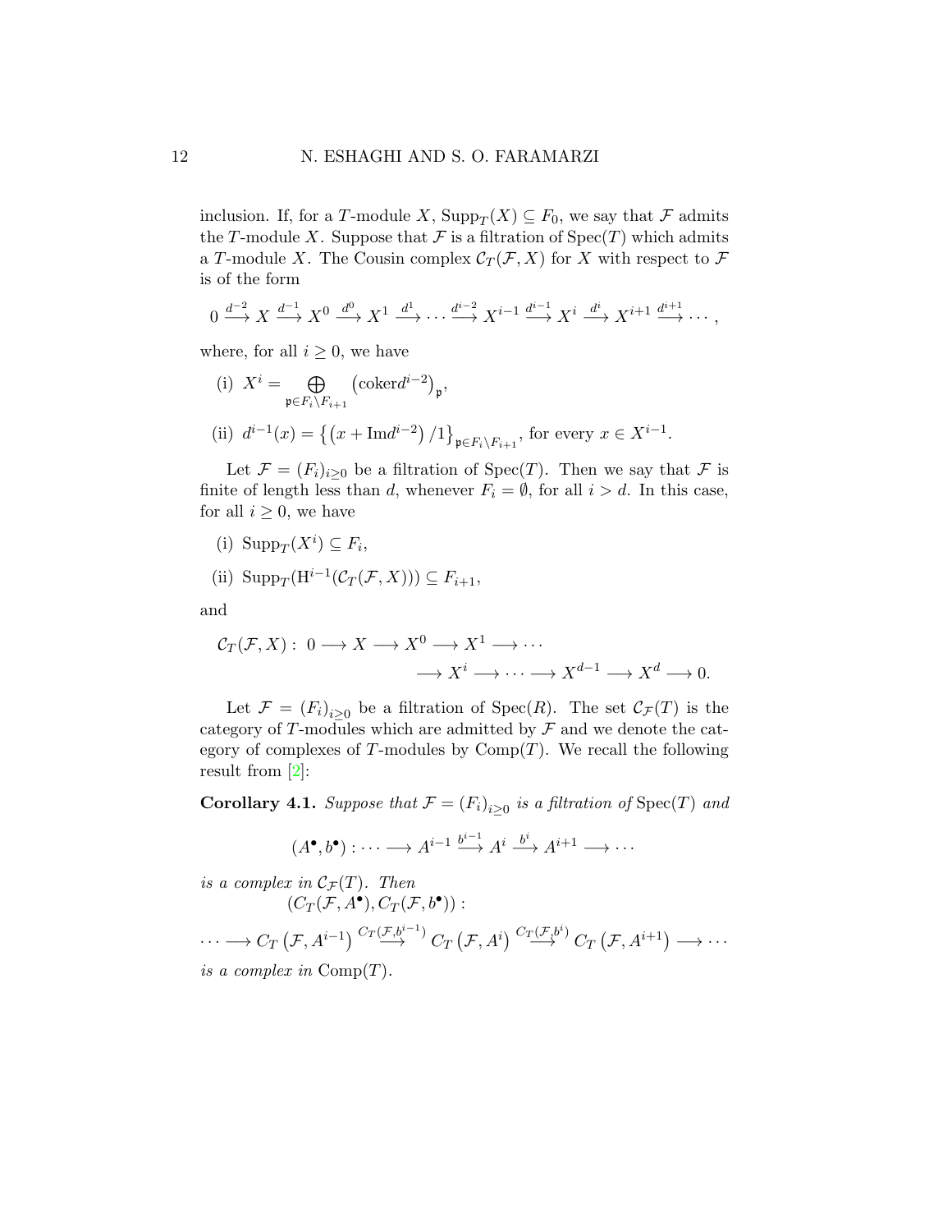inclusion. If, for a $T$-module $X$, $\operatorname{Supp}_T(X) \subseteq F_0$, we say that $\mathcal{F}$ admits the $T$-module $X$. Suppose that $\mathcal{F}$ is a filtration of $\operatorname{Spec}(T)$ which admits a $T$-module $X$. The Cousin complex $\mathcal{C}_T(\mathcal{F}, X)$ for $X$ with respect to $\mathcal{F}$ is of the form

$$0 \xrightarrow{d^{-2}} X \xrightarrow{d^{-1}} X^0 \xrightarrow{d^0} X^1 \xrightarrow{d^1} \cdots \xrightarrow{d^{i-2}} X^{i-1} \xrightarrow{d^{i-1}} X^i \xrightarrow{d^i} X^{i+1} \xrightarrow{d^{i+1}} \cdots,$$

where, for all $i \geq 0$, we have

(i) $X^i = \bigoplus_{\mathfrak{p} \in F_i \setminus F_{i+1}} \left(\operatorname{coker} d^{i-2}\right)_{\mathfrak{p}}$,

(ii) $d^{i-1}(x) = \left\{\left(x + \operatorname{Im} d^{i-2}\right)/1\right\}_{\mathfrak{p} \in F_i \setminus F_{i+1}}$, for every $x \in X^{i-1}$.

Let $\mathcal{F} = (F_i)_{i \geq 0}$ be a filtration of $\operatorname{Spec}(T)$. Then we say that $\mathcal{F}$ is finite of length less than $d$, whenever $F_i = \emptyset$, for all $i > d$. In this case, for all $i \geq 0$, we have

(i) $\operatorname{Supp}_T(X^i) \subseteq F_i$,

(ii) $\operatorname{Supp}_T(\mathrm{H}^{i-1}(\mathcal{C}_T(\mathcal{F}, X))) \subseteq F_{i+1}$,

and

$$\mathcal{C}_T(\mathcal{F}, X):\ 0 \longrightarrow X \longrightarrow X^0 \longrightarrow X^1 \longrightarrow \cdots \longrightarrow X^i \longrightarrow \cdots \longrightarrow X^{d-1} \longrightarrow X^d \longrightarrow 0.$$

Let $\mathcal{F} = (F_i)_{i \geq 0}$ be a filtration of $\operatorname{Spec}(R)$. The set $\mathcal{C}_{\mathcal{F}}(T)$ is the category of $T$-modules which are admitted by $\mathcal{F}$ and we denote the category of complexes of $T$-modules by $\operatorname{Comp}(T)$. We recall the following result from [2]:

**Corollary 4.1.** *Suppose that $\mathcal{F} = (F_i)_{i \geq 0}$ is a filtration of $\operatorname{Spec}(T)$ and*

$$(A^\bullet, b^\bullet) : \cdots \longrightarrow A^{i-1} \xrightarrow{b^{i-1}} A^i \xrightarrow{b^i} A^{i+1} \longrightarrow \cdots$$

*is a complex in $\mathcal{C}_{\mathcal{F}}(T)$. Then*

$$(C_T(\mathcal{F}, A^\bullet), C_T(\mathcal{F}, b^\bullet)) :$$

$$\cdots \longrightarrow C_T\left(\mathcal{F}, A^{i-1}\right) \xrightarrow{C_T(\mathcal{F}, b^{i-1})} C_T\left(\mathcal{F}, A^i\right) \xrightarrow{C_T(\mathcal{F}, b^i)} C_T\left(\mathcal{F}, A^{i+1}\right) \longrightarrow \cdots$$

*is a complex in $\operatorname{Comp}(T)$.*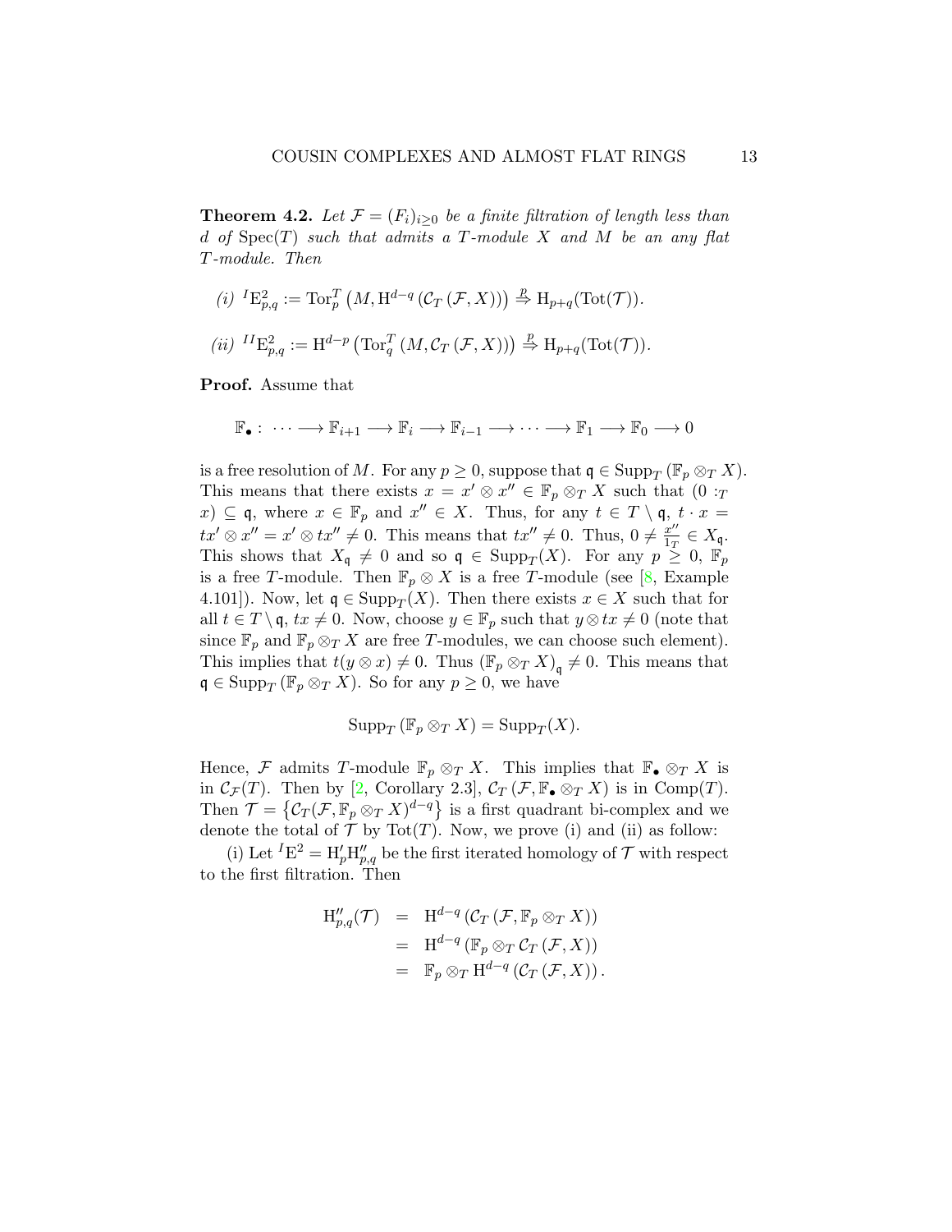**Theorem 4.2.** *Let $\mathcal{F} = (F_i)_{i\geq 0}$ be a finite filtration of length less than $d$ of $\operatorname{Spec}(T)$ such that admits a $T$-module $X$ and $M$ be an any flat $T$-module. Then*

*(i)* ${}^{I}\mathrm{E}^2_{p,q} := \operatorname{Tor}^T_p\left(M, \mathrm{H}^{d-q}\left(\mathcal{C}_T\left(\mathcal{F}, X\right)\right)\right) \overset{p}{\Rightarrow} \mathrm{H}_{p+q}(\operatorname{Tot}(\mathcal{T}))$.

*(ii)* ${}^{II}\mathrm{E}^2_{p,q} := \mathrm{H}^{d-p}\left(\operatorname{Tor}^T_q\left(M, \mathcal{C}_T\left(\mathcal{F}, X\right)\right)\right) \overset{p}{\Rightarrow} \mathrm{H}_{p+q}(\operatorname{Tot}(\mathcal{T}))$.

**Proof.** Assume that

$$\mathbb{F}_\bullet : \ \cdots \longrightarrow \mathbb{F}_{i+1} \longrightarrow \mathbb{F}_i \longrightarrow \mathbb{F}_{i-1} \longrightarrow \cdots \longrightarrow \mathbb{F}_1 \longrightarrow \mathbb{F}_0 \longrightarrow 0$$

is a free resolution of $M$. For any $p \geq 0$, suppose that $\mathfrak{q} \in \operatorname{Supp}_T\left(\mathbb{F}_p \otimes_T X\right)$. This means that there exists $x = x' \otimes x'' \in \mathbb{F}_p \otimes_T X$ such that $(0 :_T x) \subseteq \mathfrak{q}$, where $x \in \mathbb{F}_p$ and $x'' \in X$. Thus, for any $t \in T \setminus \mathfrak{q}$, $t \cdot x = tx' \otimes x'' = x' \otimes tx'' \neq 0$. This means that $tx'' \neq 0$. Thus, $0 \neq \frac{x''}{1_T} \in X_{\mathfrak{q}}$. This shows that $X_{\mathfrak{q}} \neq 0$ and so $\mathfrak{q} \in \operatorname{Supp}_T(X)$. For any $p \geq 0$, $\mathbb{F}_p$ is a free $T$-module. Then $\mathbb{F}_p \otimes X$ is a free $T$-module (see [8, Example 4.101]). Now, let $\mathfrak{q} \in \operatorname{Supp}_T(X)$. Then there exists $x \in X$ such that for all $t \in T \setminus \mathfrak{q}$, $tx \neq 0$. Now, choose $y \in \mathbb{F}_p$ such that $y \otimes tx \neq 0$ (note that since $\mathbb{F}_p$ and $\mathbb{F}_p \otimes_T X$ are free $T$-modules, we can choose such element). This implies that $t(y \otimes x) \neq 0$. Thus $\left(\mathbb{F}_p \otimes_T X\right)_{\mathfrak{q}} \neq 0$. This means that $\mathfrak{q} \in \operatorname{Supp}_T\left(\mathbb{F}_p \otimes_T X\right)$. So for any $p \geq 0$, we have

$$\operatorname{Supp}_T\left(\mathbb{F}_p \otimes_T X\right) = \operatorname{Supp}_T(X).$$

Hence, $\mathcal{F}$ admits $T$-module $\mathbb{F}_p \otimes_T X$. This implies that $\mathbb{F}_\bullet \otimes_T X$ is in $\mathcal{C}_{\mathcal{F}}(T)$. Then by [2, Corollary 2.3], $\mathcal{C}_T\left(\mathcal{F}, \mathbb{F}_\bullet \otimes_T X\right)$ is in $\operatorname{Comp}(T)$. Then $\mathcal{T} = \left\{\mathcal{C}_T(\mathcal{F}, \mathbb{F}_p \otimes_T X)^{d-q}\right\}$ is a first quadrant bi-complex and we denote the total of $\mathcal{T}$ by $\operatorname{Tot}(T)$. Now, we prove (i) and (ii) as follow:

(i) Let ${}^{I}\mathrm{E}^2 = \mathrm{H}'_p \mathrm{H}''_{p,q}$ be the first iterated homology of $\mathcal{T}$ with respect to the first filtration. Then

$$\begin{aligned}
\mathrm{H}''_{p,q}(\mathcal{T}) &= \mathrm{H}^{d-q}\left(\mathcal{C}_T\left(\mathcal{F}, \mathbb{F}_p \otimes_T X\right)\right) \\
&= \mathrm{H}^{d-q}\left(\mathbb{F}_p \otimes_T \mathcal{C}_T\left(\mathcal{F}, X\right)\right) \\
&= \mathbb{F}_p \otimes_T \mathrm{H}^{d-q}\left(\mathcal{C}_T\left(\mathcal{F}, X\right)\right).
\end{aligned}$$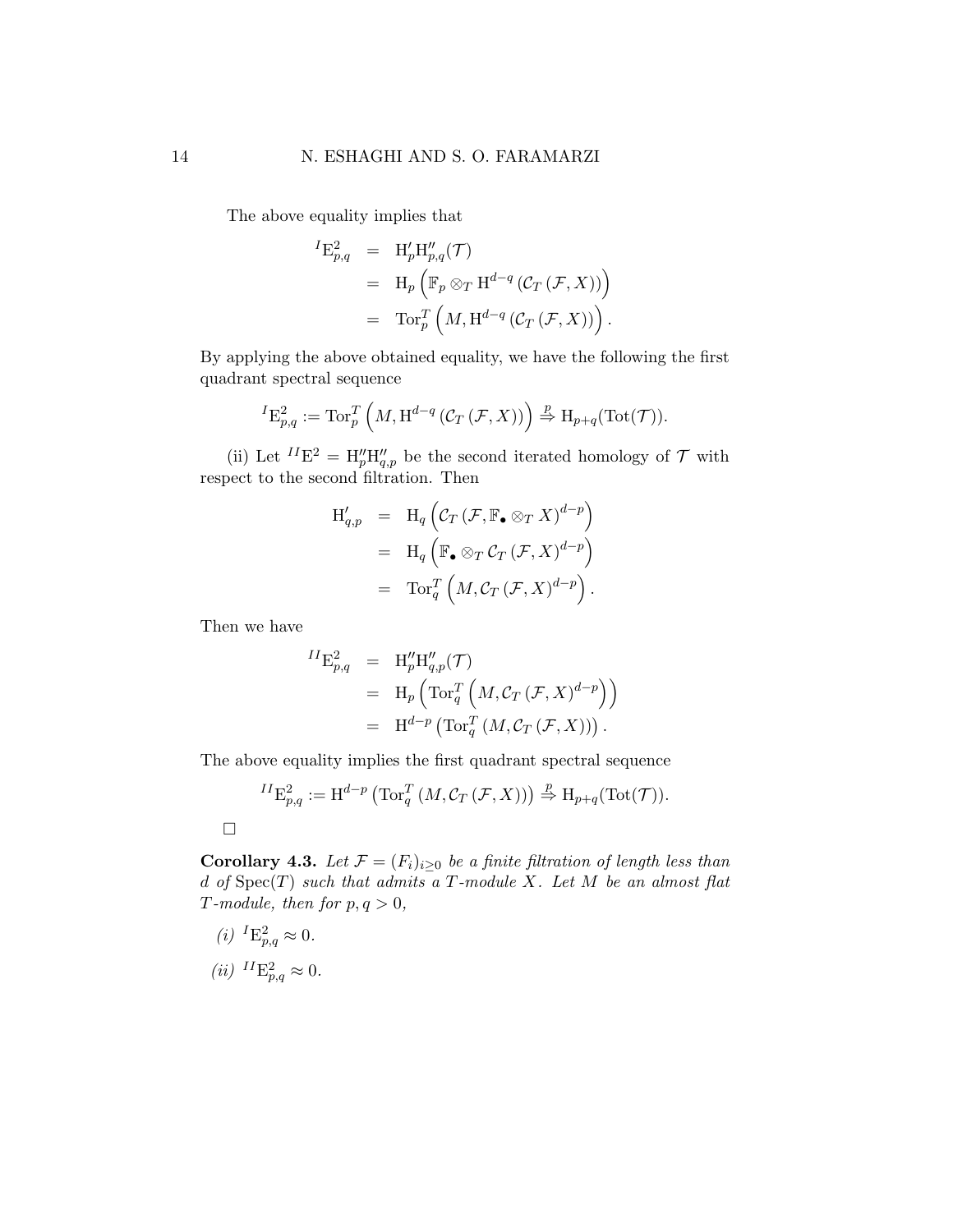The above equality implies that

$$
\begin{aligned}
{}^{I}\mathrm{E}^2_{p,q} &= \mathrm{H}'_p\mathrm{H}''_{p,q}(\mathcal{T}) \\
&= \mathrm{H}_p\left(\mathbb{F}_p \otimes_T \mathrm{H}^{d-q}\left(\mathcal{C}_T\left(\mathcal{F}, X\right)\right)\right) \\
&= \mathrm{Tor}^T_p\left(M, \mathrm{H}^{d-q}\left(\mathcal{C}_T\left(\mathcal{F}, X\right)\right)\right).
\end{aligned}
$$

By applying the above obtained equality, we have the following the first quadrant spectral sequence

$$
{}^{I}\mathrm{E}^2_{p,q} := \mathrm{Tor}^T_p\left(M, \mathrm{H}^{d-q}\left(\mathcal{C}_T\left(\mathcal{F}, X\right)\right)\right) \overset{p}{\Rightarrow} \mathrm{H}_{p+q}(\mathrm{Tot}(\mathcal{T})).
$$

(ii) Let ${}^{II}\mathrm{E}^2 = \mathrm{H}''_p\mathrm{H}''_{q,p}$ be the second iterated homology of $\mathcal{T}$ with respect to the second filtration. Then

$$
\begin{aligned}
\mathrm{H}'_{q,p} &= \mathrm{H}_q\left(\mathcal{C}_T\left(\mathcal{F}, \mathbb{F}_\bullet \otimes_T X\right)^{d-p}\right) \\
&= \mathrm{H}_q\left(\mathbb{F}_\bullet \otimes_T \mathcal{C}_T\left(\mathcal{F}, X\right)^{d-p}\right) \\
&= \mathrm{Tor}^T_q\left(M, \mathcal{C}_T\left(\mathcal{F}, X\right)^{d-p}\right).
\end{aligned}
$$

Then we have

$$
\begin{aligned}
{}^{II}\mathrm{E}^2_{p,q} &= \mathrm{H}''_p\mathrm{H}''_{q,p}(\mathcal{T}) \\
&= \mathrm{H}_p\left(\mathrm{Tor}^T_q\left(M, \mathcal{C}_T\left(\mathcal{F}, X\right)^{d-p}\right)\right) \\
&= \mathrm{H}^{d-p}\left(\mathrm{Tor}^T_q\left(M, \mathcal{C}_T\left(\mathcal{F}, X\right)\right)\right).
\end{aligned}
$$

The above equality implies the first quadrant spectral sequence

$$
{}^{II}\mathrm{E}^2_{p,q} := \mathrm{H}^{d-p}\left(\mathrm{Tor}^T_q\left(M, \mathcal{C}_T\left(\mathcal{F}, X\right)\right)\right) \overset{p}{\Rightarrow} \mathrm{H}_{p+q}(\mathrm{Tot}(\mathcal{T})).
$$

□

**Corollary 4.3.** *Let $\mathcal{F} = (F_i)_{i\geq 0}$ be a finite filtration of length less than $d$ of $\mathrm{Spec}(T)$ such that admits a $T$-module $X$. Let $M$ be an almost flat $T$-module, then for $p, q > 0$,*

*(i)* ${}^{I}\mathrm{E}^2_{p,q} \approx 0$.

*(ii)* ${}^{II}\mathrm{E}^2_{p,q} \approx 0$.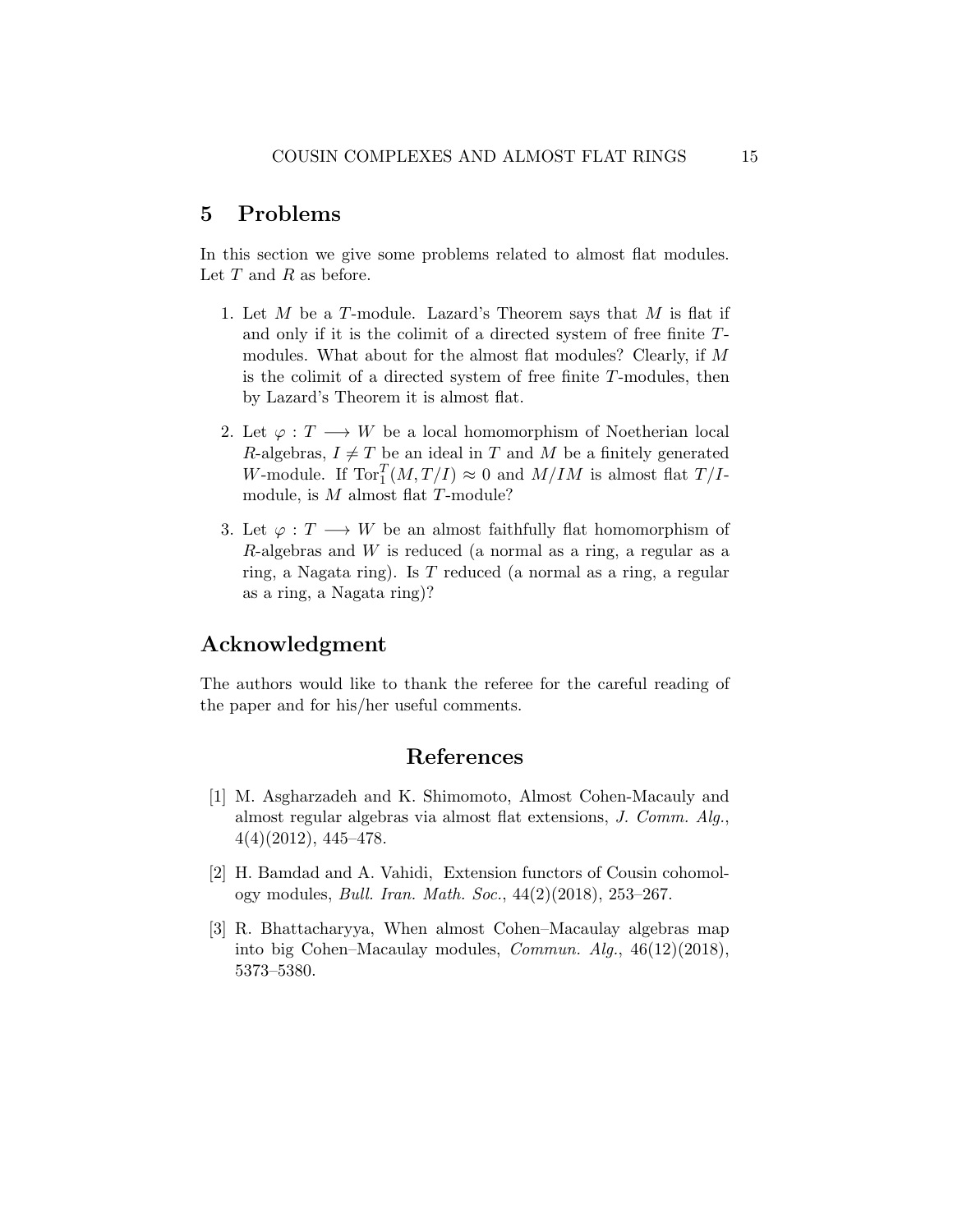## 5 Problems

In this section we give some problems related to almost flat modules. Let $T$ and $R$ as before.

1. Let $M$ be a $T$-module. Lazard's Theorem says that $M$ is flat if and only if it is the colimit of a directed system of free finite $T$-modules. What about for the almost flat modules? Clearly, if $M$ is the colimit of a directed system of free finite $T$-modules, then by Lazard's Theorem it is almost flat.
2. Let $\varphi : T \longrightarrow W$ be a local homomorphism of Noetherian local $R$-algebras, $I \neq T$ be an ideal in $T$ and $M$ be a finitely generated $W$-module. If $\mathrm{Tor}_1^T(M, T/I) \approx 0$ and $M/IM$ is almost flat $T/I$-module, is $M$ almost flat $T$-module?
3. Let $\varphi : T \longrightarrow W$ be an almost faithfully flat homomorphism of $R$-algebras and $W$ is reduced (a normal as a ring, a regular as a ring, a Nagata ring). Is $T$ reduced (a normal as a ring, a regular as a ring, a Nagata ring)?

## Acknowledgment

The authors would like to thank the referee for the careful reading of the paper and for his/her useful comments.

## References

[1] M. Asgharzadeh and K. Shimomoto, Almost Cohen-Macauly and almost regular algebras via almost flat extensions, *J. Comm. Alg.*, 4(4)(2012), 445–478.

[2] H. Bamdad and A. Vahidi, Extension functors of Cousin cohomology modules, *Bull. Iran. Math. Soc.*, 44(2)(2018), 253–267.

[3] R. Bhattacharyya, When almost Cohen–Macaulay algebras map into big Cohen–Macaulay modules, *Commun. Alg.*, 46(12)(2018), 5373–5380.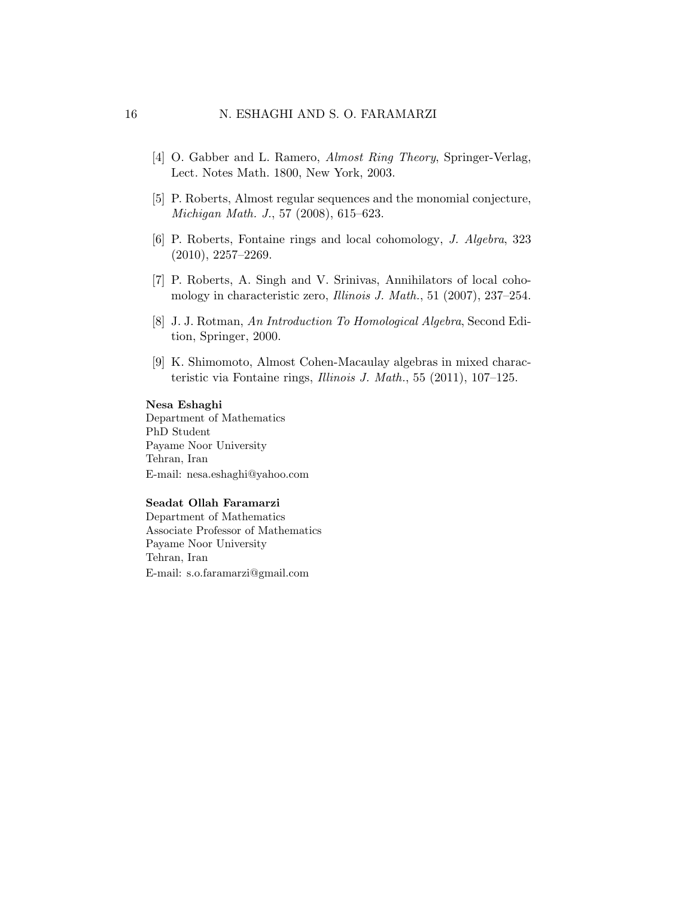[4] O. Gabber and L. Ramero, *Almost Ring Theory*, Springer-Verlag, Lect. Notes Math. 1800, New York, 2003.

[5] P. Roberts, Almost regular sequences and the monomial conjecture, *Michigan Math. J.*, 57 (2008), 615–623.

[6] P. Roberts, Fontaine rings and local cohomology, *J. Algebra*, 323 (2010), 2257–2269.

[7] P. Roberts, A. Singh and V. Srinivas, Annihilators of local cohomology in characteristic zero, *Illinois J. Math.*, 51 (2007), 237–254.

[8] J. J. Rotman, *An Introduction To Homological Algebra*, Second Edition, Springer, 2000.

[9] K. Shimomoto, Almost Cohen-Macaulay algebras in mixed characteristic via Fontaine rings, *Illinois J. Math.*, 55 (2011), 107–125.

**Nesa Eshaghi**
Department of Mathematics
PhD Student
Payame Noor University
Tehran, Iran
E-mail: nesa.eshaghi@yahoo.com

**Seadat Ollah Faramarzi**
Department of Mathematics
Associate Professor of Mathematics
Payame Noor University
Tehran, Iran
E-mail: s.o.faramarzi@gmail.com